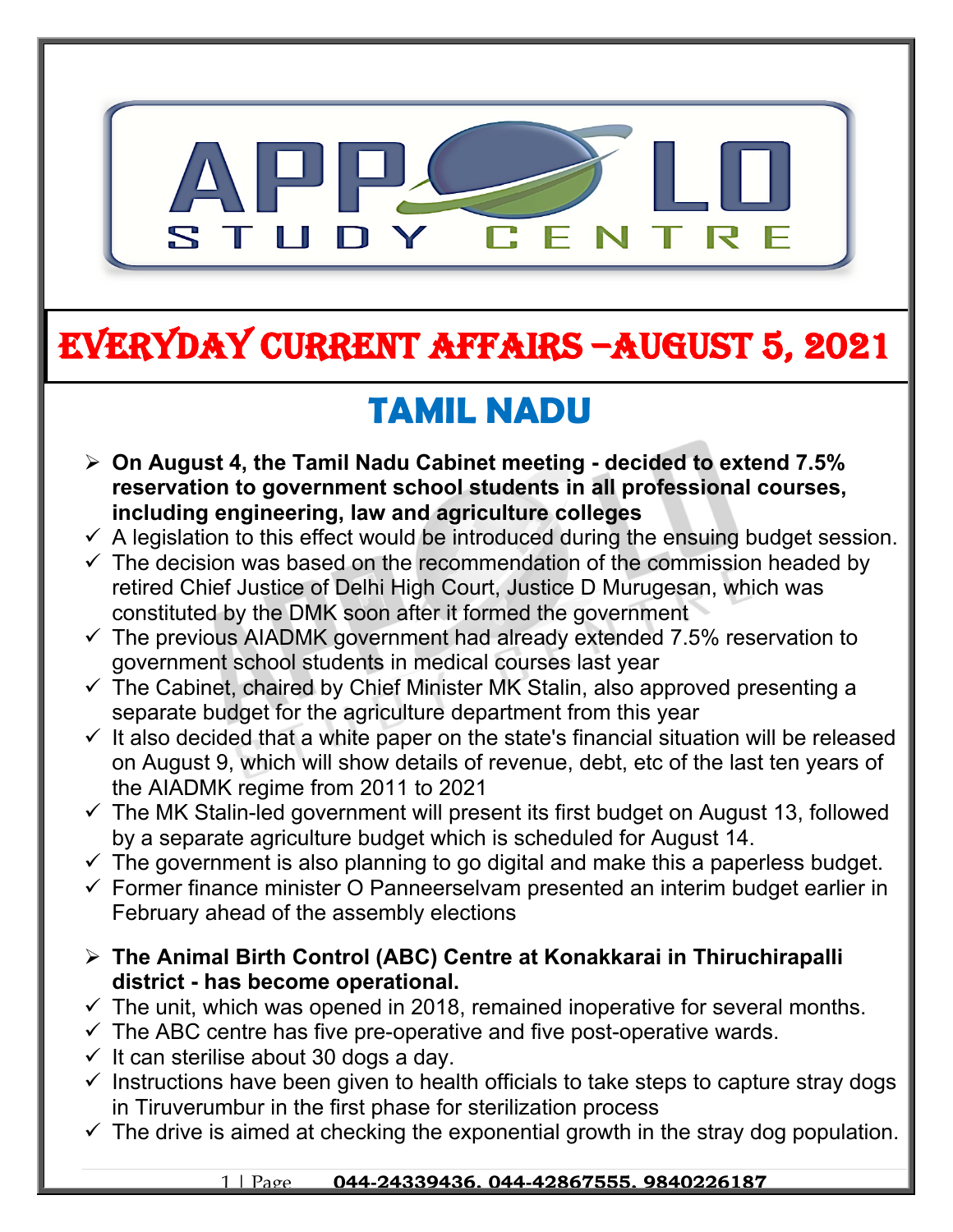# EVERYDAY CURRENT AFFAIRS –AUGUST 5, 2021

## TAMIL NADU

- **On August 4, the Tamil Nadu Cabinet meeting - decided to extend 7.5% reservation to government school students in all professional courses, including engineering, law and agriculture colleges**
  - ✓ A legislation to this effect would be introduced during the ensuing budget session.
  - ✓ The decision was based on the recommendation of the commission headed by retired Chief Justice of Delhi High Court, Justice D Murugesan, which was constituted by the DMK soon after it formed the government
  - ✓ The previous AIADMK government had already extended 7.5% reservation to government school students in medical courses last year
  - ✓ The Cabinet, chaired by Chief Minister MK Stalin, also approved presenting a separate budget for the agriculture department from this year
  - ✓ It also decided that a white paper on the state's financial situation will be released on August 9, which will show details of revenue, debt, etc of the last ten years of the AIADMK regime from 2011 to 2021
  - ✓ The MK Stalin-led government will present its first budget on August 13, followed by a separate agriculture budget which is scheduled for August 14.
  - ✓ The government is also planning to go digital and make this a paperless budget.
  - ✓ Former finance minister O Panneerselvam presented an interim budget earlier in February ahead of the assembly elections

- **The Animal Birth Control (ABC) Centre at Konakkarai in Thiruchirapalli district - has become operational.**
  - ✓ The unit, which was opened in 2018, remained inoperative for several months.
  - ✓ The ABC centre has five pre-operative and five post-operative wards.
  - ✓ It can sterilise about 30 dogs a day.
  - ✓ Instructions have been given to health officials to take steps to capture stray dogs in Tiruverumbur in the first phase for sterilization process
  - ✓ The drive is aimed at checking the exponential growth in the stray dog population.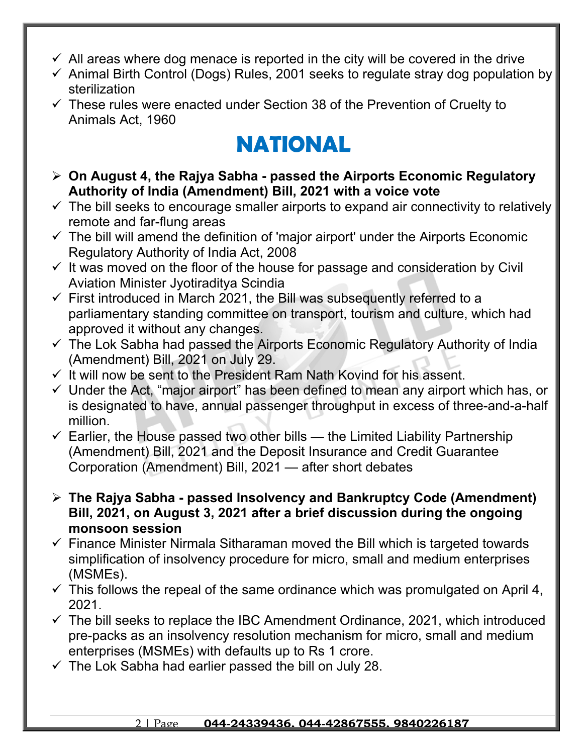- ✓ All areas where dog menace is reported in the city will be covered in the drive
- ✓ Animal Birth Control (Dogs) Rules, 2001 seeks to regulate stray dog population by sterilization
- ✓ These rules were enacted under Section 38 of the Prevention of Cruelty to Animals Act, 1960

# NATIONAL

- **On August 4, the Rajya Sabha - passed the Airports Economic Regulatory Authority of India (Amendment) Bill, 2021 with a voice vote**
- ✓ The bill seeks to encourage smaller airports to expand air connectivity to relatively remote and far-flung areas
- ✓ The bill will amend the definition of 'major airport' under the Airports Economic Regulatory Authority of India Act, 2008
- ✓ It was moved on the floor of the house for passage and consideration by Civil Aviation Minister Jyotiraditya Scindia
- ✓ First introduced in March 2021, the Bill was subsequently referred to a parliamentary standing committee on transport, tourism and culture, which had approved it without any changes.
- ✓ The Lok Sabha had passed the Airports Economic Regulatory Authority of India (Amendment) Bill, 2021 on July 29.
- ✓ It will now be sent to the President Ram Nath Kovind for his assent.
- ✓ Under the Act, "major airport" has been defined to mean any airport which has, or is designated to have, annual passenger throughput in excess of three-and-a-half million.
- ✓ Earlier, the House passed two other bills — the Limited Liability Partnership (Amendment) Bill, 2021 and the Deposit Insurance and Credit Guarantee Corporation (Amendment) Bill, 2021 — after short debates

- **The Rajya Sabha - passed Insolvency and Bankruptcy Code (Amendment) Bill, 2021, on August 3, 2021 after a brief discussion during the ongoing monsoon session**
- ✓ Finance Minister Nirmala Sitharaman moved the Bill which is targeted towards simplification of insolvency procedure for micro, small and medium enterprises (MSMEs).
- ✓ This follows the repeal of the same ordinance which was promulgated on April 4, 2021.
- ✓ The bill seeks to replace the IBC Amendment Ordinance, 2021, which introduced pre-packs as an insolvency resolution mechanism for micro, small and medium enterprises (MSMEs) with defaults up to Rs 1 crore.
- ✓ The Lok Sabha had earlier passed the bill on July 28.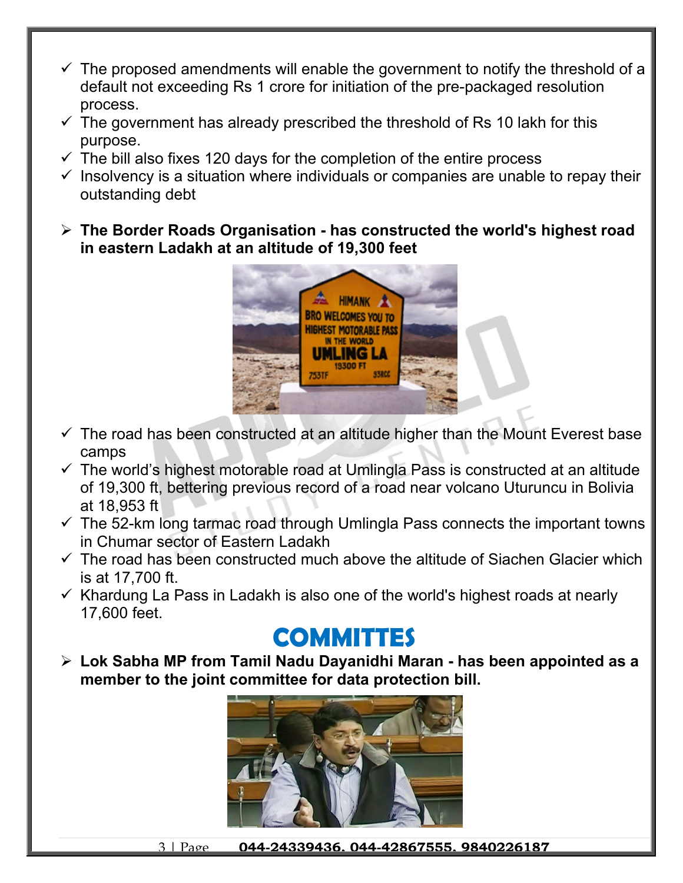- ✓ The proposed amendments will enable the government to notify the threshold of a default not exceeding Rs 1 crore for initiation of the pre-packaged resolution process.
- ✓ The government has already prescribed the threshold of Rs 10 lakh for this purpose.
- ✓ The bill also fixes 120 days for the completion of the entire process
- ✓ Insolvency is a situation where individuals or companies are unable to repay their outstanding debt

- **The Border Roads Organisation - has constructed the world's highest road in eastern Ladakh at an altitude of 19,300 feet**

- ✓ The road has been constructed at an altitude higher than the Mount Everest base camps
- ✓ The world's highest motorable road at Umlingla Pass is constructed at an altitude of 19,300 ft, bettering previous record of a road near volcano Uturuncu in Bolivia at 18,953 ft
- ✓ The 52-km long tarmac road through Umlingla Pass connects the important towns in Chumar sector of Eastern Ladakh
- ✓ The road has been constructed much above the altitude of Siachen Glacier which is at 17,700 ft.
- ✓ Khardung La Pass in Ladakh is also one of the world's highest roads at nearly 17,600 feet.

## COMMITTES

- **Lok Sabha MP from Tamil Nadu Dayanidhi Maran - has been appointed as a member to the joint committee for data protection bill.**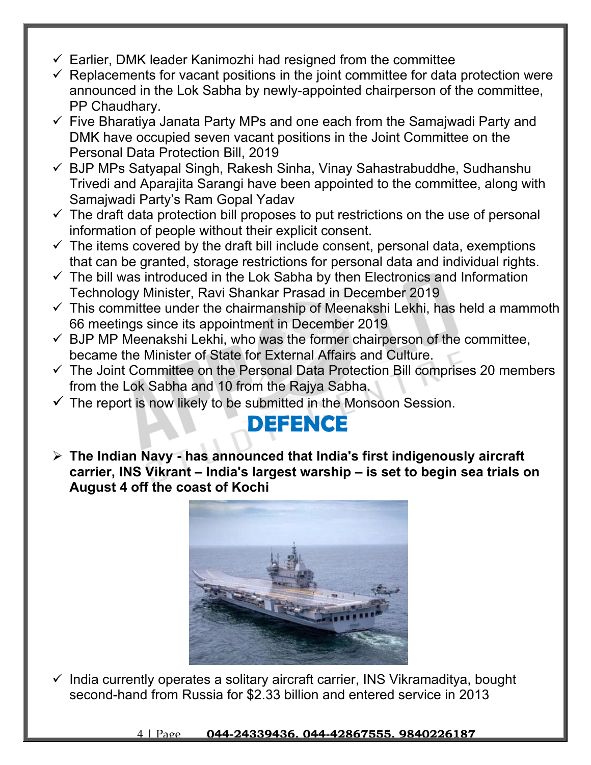- ✓ Earlier, DMK leader Kanimozhi had resigned from the committee
- ✓ Replacements for vacant positions in the joint committee for data protection were announced in the Lok Sabha by newly-appointed chairperson of the committee, PP Chaudhary.
- ✓ Five Bharatiya Janata Party MPs and one each from the Samajwadi Party and DMK have occupied seven vacant positions in the Joint Committee on the Personal Data Protection Bill, 2019
- ✓ BJP MPs Satyapal Singh, Rakesh Sinha, Vinay Sahastrabuddhe, Sudhanshu Trivedi and Aparajita Sarangi have been appointed to the committee, along with Samajwadi Party's Ram Gopal Yadav
- ✓ The draft data protection bill proposes to put restrictions on the use of personal information of people without their explicit consent.
- ✓ The items covered by the draft bill include consent, personal data, exemptions that can be granted, storage restrictions for personal data and individual rights.
- ✓ The bill was introduced in the Lok Sabha by then Electronics and Information Technology Minister, Ravi Shankar Prasad in December 2019
- ✓ This committee under the chairmanship of Meenakshi Lekhi, has held a mammoth 66 meetings since its appointment in December 2019
- ✓ BJP MP Meenakshi Lekhi, who was the former chairperson of the committee, became the Minister of State for External Affairs and Culture.
- ✓ The Joint Committee on the Personal Data Protection Bill comprises 20 members from the Lok Sabha and 10 from the Rajya Sabha.
- ✓ The report is now likely to be submitted in the Monsoon Session.

# DEFENCE

- **The Indian Navy - has announced that India's first indigenously aircraft carrier, INS Vikrant – India's largest warship – is set to begin sea trials on August 4 off the coast of Kochi**

- ✓ India currently operates a solitary aircraft carrier, INS Vikramaditya, bought second-hand from Russia for $2.33 billion and entered service in 2013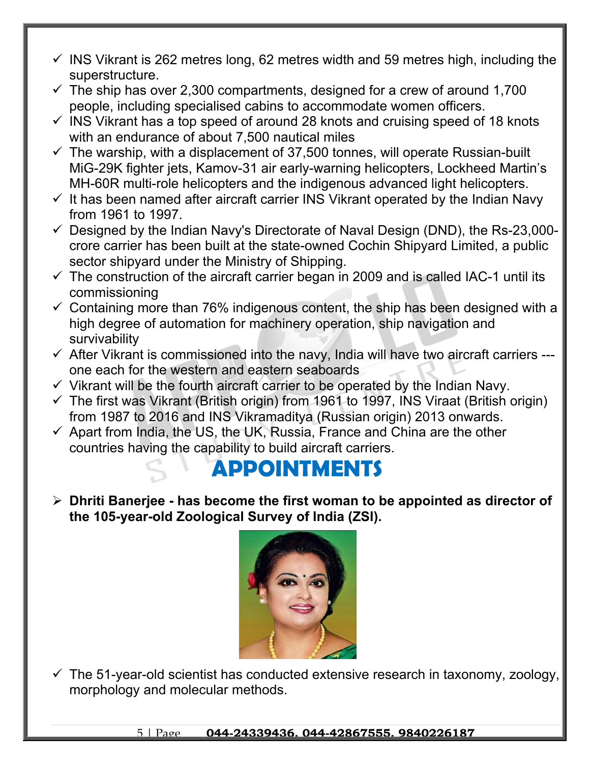- ✓ INS Vikrant is 262 metres long, 62 metres width and 59 metres high, including the superstructure.
- ✓ The ship has over 2,300 compartments, designed for a crew of around 1,700 people, including specialised cabins to accommodate women officers.
- ✓ INS Vikrant has a top speed of around 28 knots and cruising speed of 18 knots with an endurance of about 7,500 nautical miles
- ✓ The warship, with a displacement of 37,500 tonnes, will operate Russian-built MiG-29K fighter jets, Kamov-31 air early-warning helicopters, Lockheed Martin's MH-60R multi-role helicopters and the indigenous advanced light helicopters.
- ✓ It has been named after aircraft carrier INS Vikrant operated by the Indian Navy from 1961 to 1997.
- ✓ Designed by the Indian Navy's Directorate of Naval Design (DND), the Rs-23,000-crore carrier has been built at the state-owned Cochin Shipyard Limited, a public sector shipyard under the Ministry of Shipping.
- ✓ The construction of the aircraft carrier began in 2009 and is called IAC-1 until its commissioning
- ✓ Containing more than 76% indigenous content, the ship has been designed with a high degree of automation for machinery operation, ship navigation and survivability
- ✓ After Vikrant is commissioned into the navy, India will have two aircraft carriers --- one each for the western and eastern seaboards
- ✓ Vikrant will be the fourth aircraft carrier to be operated by the Indian Navy.
- ✓ The first was Vikrant (British origin) from 1961 to 1997, INS Viraat (British origin) from 1987 to 2016 and INS Vikramaditya (Russian origin) 2013 onwards.
- ✓ Apart from India, the US, the UK, Russia, France and China are the other countries having the capability to build aircraft carriers.

# APPOINTMENTS

- ➢ **Dhriti Banerjee - has become the first woman to be appointed as director of the 105-year-old Zoological Survey of India (ZSI).**

- ✓ The 51-year-old scientist has conducted extensive research in taxonomy, zoology, morphology and molecular methods.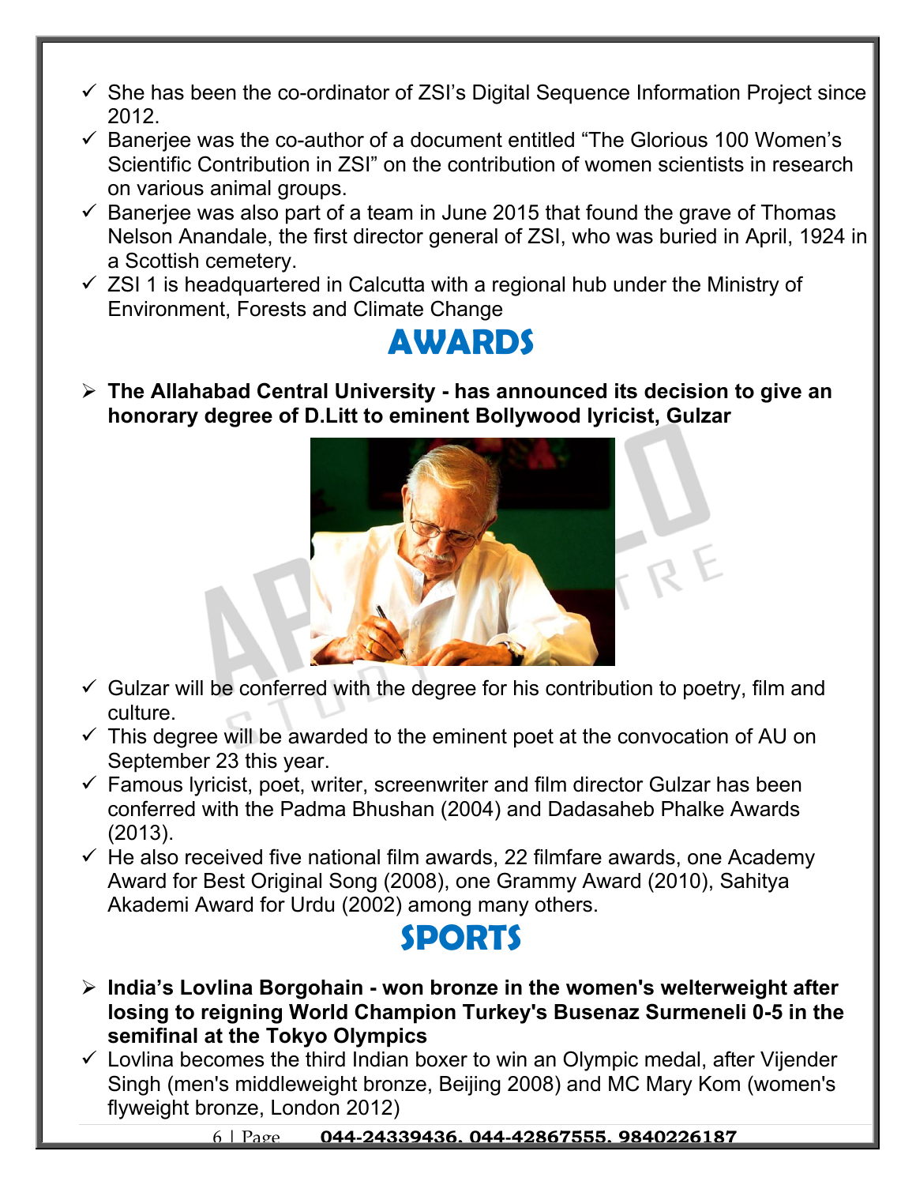- ✓ She has been the co-ordinator of ZSI's Digital Sequence Information Project since 2012.
- ✓ Banerjee was the co-author of a document entitled "The Glorious 100 Women's Scientific Contribution in ZSI" on the contribution of women scientists in research on various animal groups.
- ✓ Banerjee was also part of a team in June 2015 that found the grave of Thomas Nelson Anandale, the first director general of ZSI, who was buried in April, 1924 in a Scottish cemetery.
- ✓ ZSI 1 is headquartered in Calcutta with a regional hub under the Ministry of Environment, Forests and Climate Change

# AWARDS

- **The Allahabad Central University - has announced its decision to give an honorary degree of D.Litt to eminent Bollywood lyricist, Gulzar**

- ✓ Gulzar will be conferred with the degree for his contribution to poetry, film and culture.
- ✓ This degree will be awarded to the eminent poet at the convocation of AU on September 23 this year.
- ✓ Famous lyricist, poet, writer, screenwriter and film director Gulzar has been conferred with the Padma Bhushan (2004) and Dadasaheb Phalke Awards (2013).
- ✓ He also received five national film awards, 22 filmfare awards, one Academy Award for Best Original Song (2008), one Grammy Award (2010), Sahitya Akademi Award for Urdu (2002) among many others.

# SPORTS

- **India's Lovlina Borgohain - won bronze in the women's welterweight after losing to reigning World Champion Turkey's Busenaz Surmeneli 0-5 in the semifinal at the Tokyo Olympics**

- ✓ Lovlina becomes the third Indian boxer to win an Olympic medal, after Vijender Singh (men's middleweight bronze, Beijing 2008) and MC Mary Kom (women's flyweight bronze, London 2012)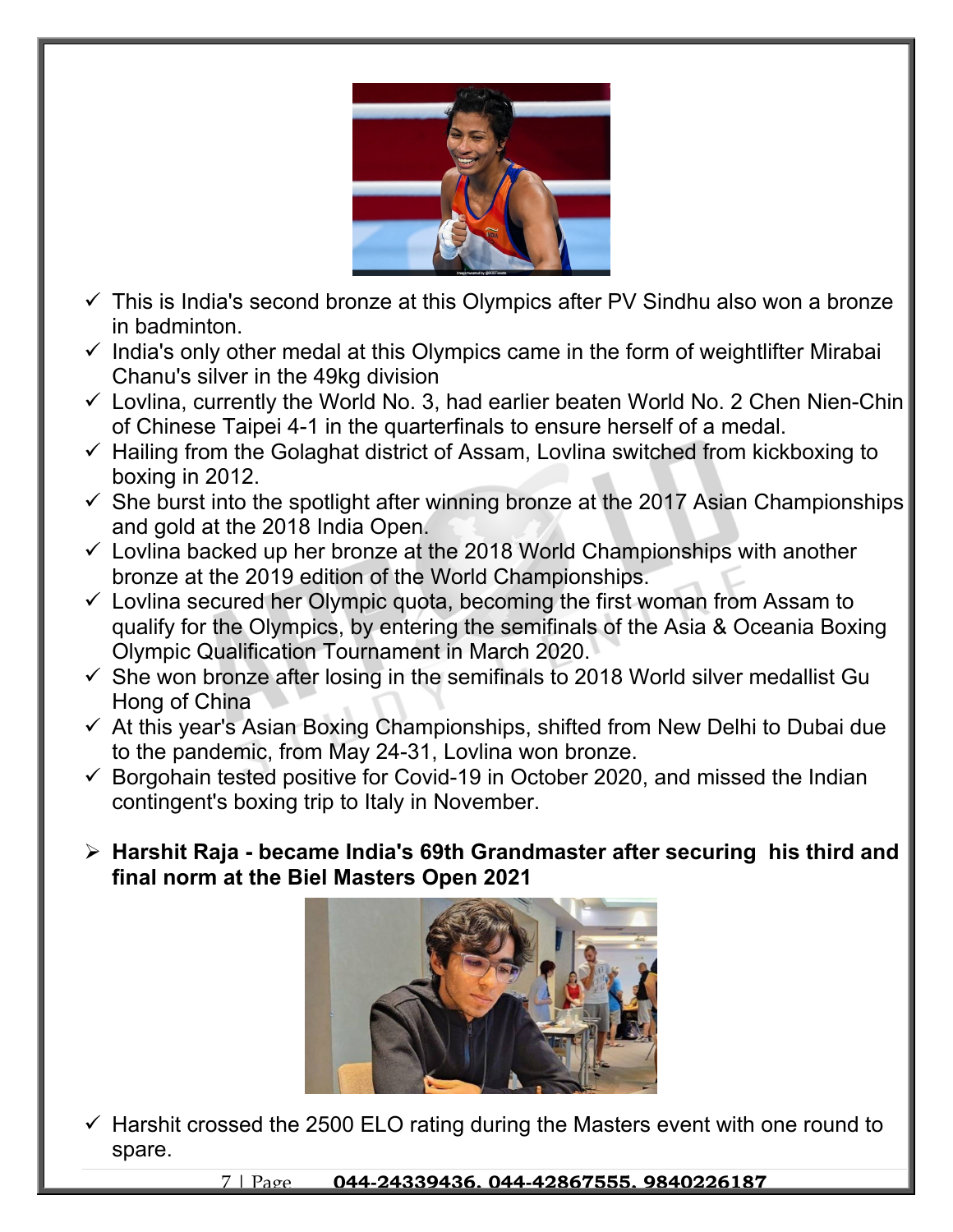- This is India's second bronze at this Olympics after PV Sindhu also won a bronze in badminton.
- India's only other medal at this Olympics came in the form of weightlifter Mirabai Chanu's silver in the 49kg division
- Lovlina, currently the World No. 3, had earlier beaten World No. 2 Chen Nien-Chin of Chinese Taipei 4-1 in the quarterfinals to ensure herself of a medal.
- Hailing from the Golaghat district of Assam, Lovlina switched from kickboxing to boxing in 2012.
- She burst into the spotlight after winning bronze at the 2017 Asian Championships and gold at the 2018 India Open.
- Lovlina backed up her bronze at the 2018 World Championships with another bronze at the 2019 edition of the World Championships.
- Lovlina secured her Olympic quota, becoming the first woman from Assam to qualify for the Olympics, by entering the semifinals of the Asia & Oceania Boxing Olympic Qualification Tournament in March 2020.
- She won bronze after losing in the semifinals to 2018 World silver medallist Gu Hong of China
- At this year's Asian Boxing Championships, shifted from New Delhi to Dubai due to the pandemic, from May 24-31, Lovlina won bronze.
- Borgohain tested positive for Covid-19 in October 2020, and missed the Indian contingent's boxing trip to Italy in November.

- **Harshit Raja - became India's 69th Grandmaster after securing his third and final norm at the Biel Masters Open 2021**

- Harshit crossed the 2500 ELO rating during the Masters event with one round to spare.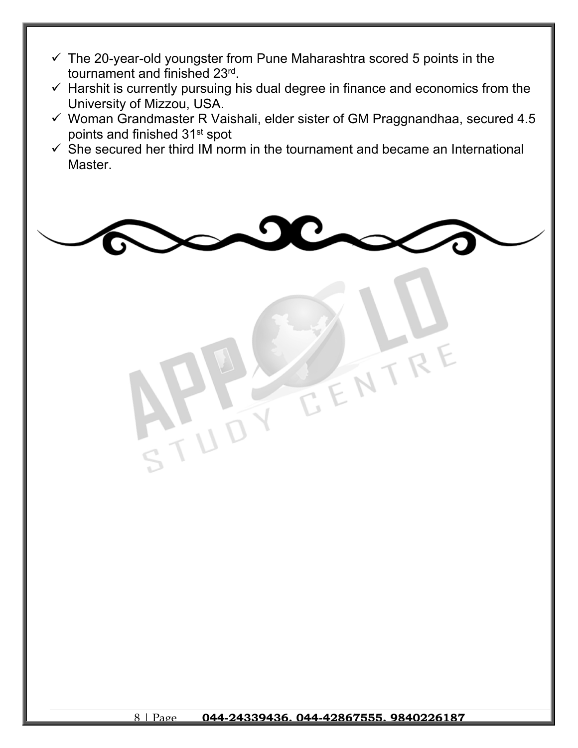- ✓ The 20-year-old youngster from Pune Maharashtra scored 5 points in the tournament and finished 23rd.
- ✓ Harshit is currently pursuing his dual degree in finance and economics from the University of Mizzou, USA.
- ✓ Woman Grandmaster R Vaishali, elder sister of GM Praggnandhaa, secured 4.5 points and finished 31st spot
- ✓ She secured her third IM norm in the tournament and became an International Master.